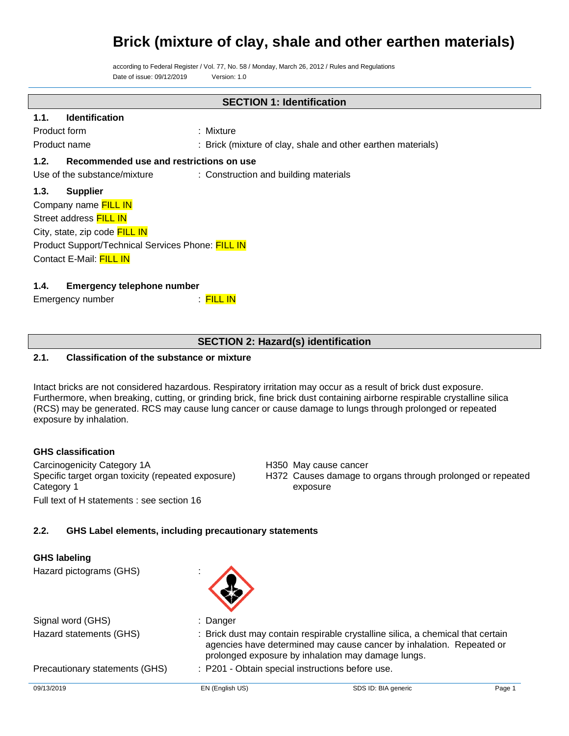# Brick (mixture of clay, shale and other earthen materials)

according to Federal Register / Vol. 77, No. 58 / Monday, March 26, 2012 / Rules and Regulations
Date of issue: 09/12/2019 Version: 1.0

## SECTION 1: Identification

### 1.1. Identification

Product form : Mixture

Product name : Brick (mixture of clay, shale and other earthen materials)

### 1.2. Recommended use and restrictions on use

Use of the substance/mixture : Construction and building materials

### 1.3. Supplier

Company name FILL IN
Street address FILL IN
City, state, zip code FILL IN
Product Support/Technical Services Phone: FILL IN
Contact E-Mail: FILL IN

### 1.4. Emergency telephone number

Emergency number : FILL IN

## SECTION 2: Hazard(s) identification

### 2.1. Classification of the substance or mixture

Intact bricks are not considered hazardous. Respiratory irritation may occur as a result of brick dust exposure. Furthermore, when breaking, cutting, or grinding brick, fine brick dust containing airborne respirable crystalline silica (RCS) may be generated. RCS may cause lung cancer or cause damage to lungs through prolonged or repeated exposure by inhalation.

**GHS classification**

| | |
|---|---|
| Carcinogenicity Category 1A | H350 May cause cancer |
| Specific target organ toxicity (repeated exposure) Category 1 | H372 Causes damage to organs through prolonged or repeated exposure |

Full text of H statements : see section 16

### 2.2. GHS Label elements, including precautionary statements

**GHS labeling**

Hazard pictograms (GHS) :

Signal word (GHS) : Danger

Hazard statements (GHS) : Brick dust may contain respirable crystalline silica, a chemical that certain agencies have determined may cause cancer by inhalation. Repeated or prolonged exposure by inhalation may damage lungs.

Precautionary statements (GHS) : P201 - Obtain special instructions before use.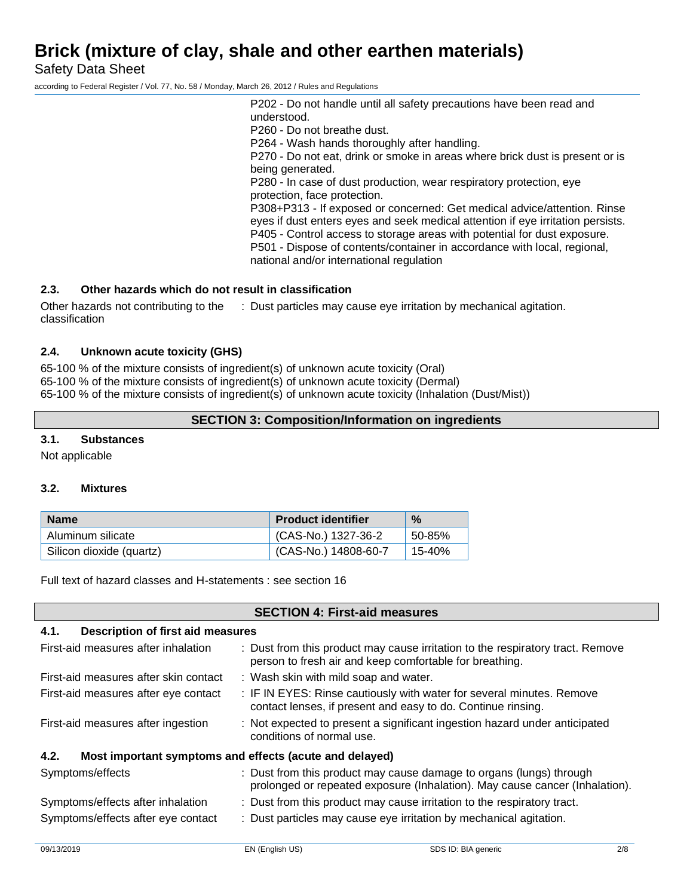P202 - Do not handle until all safety precautions have been read and understood.
P260 - Do not breathe dust.
P264 - Wash hands thoroughly after handling.
P270 - Do not eat, drink or smoke in areas where brick dust is present or is being generated.
P280 - In case of dust production, wear respiratory protection, eye protection, face protection.
P308+P313 - If exposed or concerned: Get medical advice/attention. Rinse eyes if dust enters eyes and seek medical attention if eye irritation persists.
P405 - Control access to storage areas with potential for dust exposure.
P501 - Dispose of contents/container in accordance with local, regional, national and/or international regulation

### 2.3. Other hazards which do not result in classification

Other hazards not contributing to the classification : Dust particles may cause eye irritation by mechanical agitation.

### 2.4. Unknown acute toxicity (GHS)

65-100 % of the mixture consists of ingredient(s) of unknown acute toxicity (Oral)
65-100 % of the mixture consists of ingredient(s) of unknown acute toxicity (Dermal)
65-100 % of the mixture consists of ingredient(s) of unknown acute toxicity (Inhalation (Dust/Mist))

## SECTION 3: Composition/Information on ingredients

### 3.1. Substances

Not applicable

### 3.2. Mixtures

| Name | Product identifier | % |
|---|---|---|
| Aluminum silicate | (CAS-No.) 1327-36-2 | 50-85% |
| Silicon dioxide (quartz) | (CAS-No.) 14808-60-7 | 15-40% |

Full text of hazard classes and H-statements : see section 16

## SECTION 4: First-aid measures

### 4.1. Description of first aid measures

First-aid measures after inhalation : Dust from this product may cause irritation to the respiratory tract. Remove person to fresh air and keep comfortable for breathing.

First-aid measures after skin contact : Wash skin with mild soap and water.

First-aid measures after eye contact : IF IN EYES: Rinse cautiously with water for several minutes. Remove contact lenses, if present and easy to do. Continue rinsing.

First-aid measures after ingestion : Not expected to present a significant ingestion hazard under anticipated conditions of normal use.

### 4.2. Most important symptoms and effects (acute and delayed)

Symptoms/effects : Dust from this product may cause damage to organs (lungs) through prolonged or repeated exposure (Inhalation). May cause cancer (Inhalation).

Symptoms/effects after inhalation : Dust from this product may cause irritation to the respiratory tract.

Symptoms/effects after eye contact : Dust particles may cause eye irritation by mechanical agitation.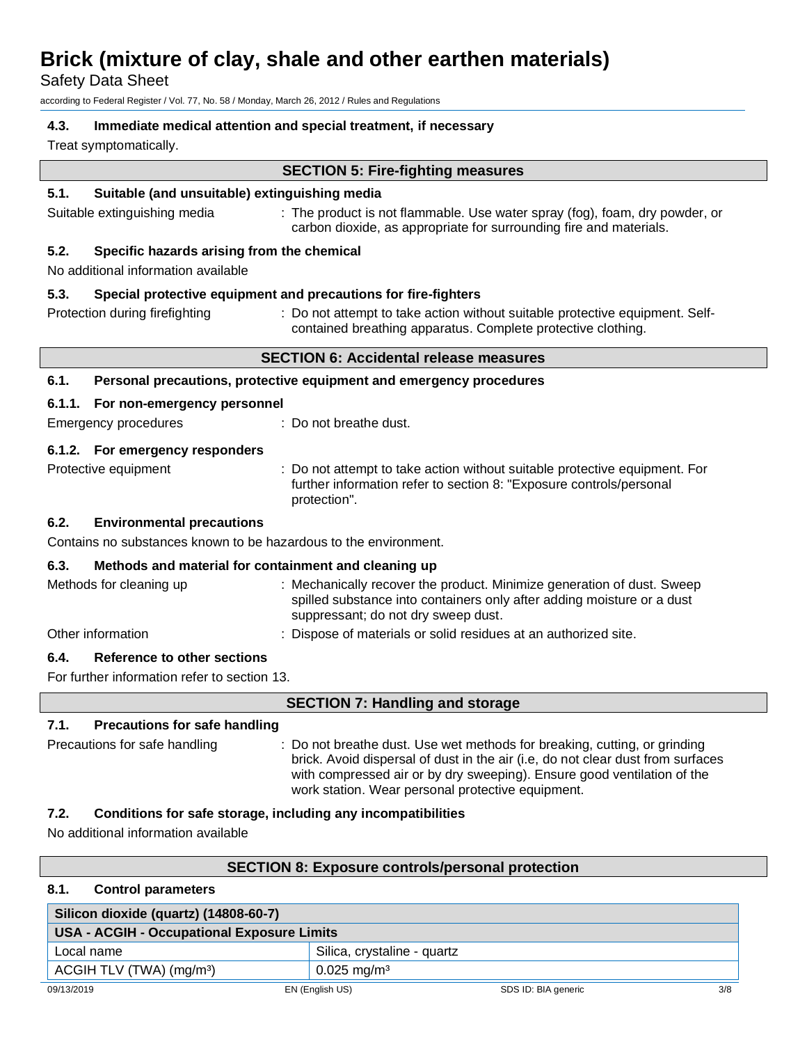#### 4.3. Immediate medical attention and special treatment, if necessary

Treat symptomatically.

## SECTION 5: Fire-fighting measures

#### 5.1. Suitable (and unsuitable) extinguishing media

Suitable extinguishing media : The product is not flammable. Use water spray (fog), foam, dry powder, or carbon dioxide, as appropriate for surrounding fire and materials.

#### 5.2. Specific hazards arising from the chemical

No additional information available

#### 5.3. Special protective equipment and precautions for fire-fighters

Protection during firefighting : Do not attempt to take action without suitable protective equipment. Self-contained breathing apparatus. Complete protective clothing.

## SECTION 6: Accidental release measures

#### 6.1. Personal precautions, protective equipment and emergency procedures

#### 6.1.1. For non-emergency personnel

Emergency procedures : Do not breathe dust.

#### 6.1.2. For emergency responders

Protective equipment : Do not attempt to take action without suitable protective equipment. For further information refer to section 8: "Exposure controls/personal protection".

#### 6.2. Environmental precautions

Contains no substances known to be hazardous to the environment.

#### 6.3. Methods and material for containment and cleaning up

Methods for cleaning up : Mechanically recover the product. Minimize generation of dust. Sweep spilled substance into containers only after adding moisture or a dust suppressant; do not dry sweep dust.

Other information : Dispose of materials or solid residues at an authorized site.

#### 6.4. Reference to other sections

For further information refer to section 13.

## SECTION 7: Handling and storage

#### 7.1. Precautions for safe handling

Precautions for safe handling : Do not breathe dust. Use wet methods for breaking, cutting, or grinding brick. Avoid dispersal of dust in the air (i.e, do not clear dust from surfaces with compressed air or by dry sweeping). Ensure good ventilation of the work station. Wear personal protective equipment.

#### 7.2. Conditions for safe storage, including any incompatibilities

No additional information available

## SECTION 8: Exposure controls/personal protection

#### 8.1. Control parameters

| Silicon dioxide (quartz) (14808-60-7) | |
|---|---|
| **USA - ACGIH - Occupational Exposure Limits** | |
| Local name | Silica, crystaline - quartz |
| ACGIH TLV (TWA) ($mg/m^3$) | 0.025 $mg/m^3$ |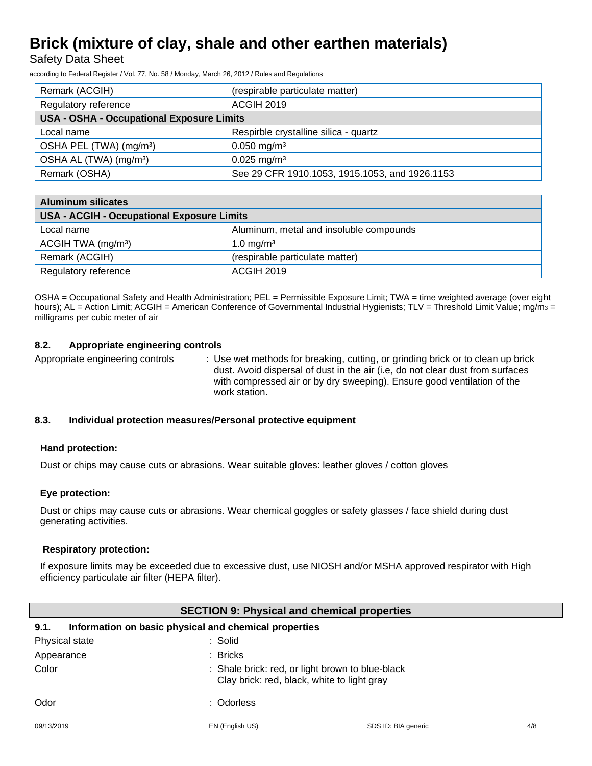| Remark (ACGIH) | (respirable particulate matter) |
|---|---|
| Regulatory reference | ACGIH 2019 |
| **USA - OSHA - Occupational Exposure Limits** | |
| Local name | Respirble crystalline silica - quartz |
| OSHA PEL (TWA) (mg/m³) | 0.050 mg/m³ |
| OSHA AL (TWA) (mg/m³) | 0.025 mg/m³ |
| Remark (OSHA) | See 29 CFR 1910.1053, 1915.1053, and 1926.1153 |

| **Aluminum silicates** | |
|---|---|
| **USA - ACGIH - Occupational Exposure Limits** | |
| Local name | Aluminum, metal and insoluble compounds |
| ACGIH TWA (mg/m³) | 1.0 mg/m³ |
| Remark (ACGIH) | (respirable particulate matter) |
| Regulatory reference | ACGIH 2019 |

OSHA = Occupational Safety and Health Administration; PEL = Permissible Exposure Limit; TWA = time weighted average (over eight hours); AL = Action Limit; ACGIH = American Conference of Governmental Industrial Hygienists; TLV = Threshold Limit Value; mg/m3 = milligrams per cubic meter of air

### 8.2. Appropriate engineering controls

Appropriate engineering controls : Use wet methods for breaking, cutting, or grinding brick or to clean up brick dust. Avoid dispersal of dust in the air (i.e, do not clear dust from surfaces with compressed air or by dry sweeping). Ensure good ventilation of the work station.

### 8.3. Individual protection measures/Personal protective equipment

**Hand protection:**

Dust or chips may cause cuts or abrasions. Wear suitable gloves: leather gloves / cotton gloves

**Eye protection:**

Dust or chips may cause cuts or abrasions. Wear chemical goggles or safety glasses / face shield during dust generating activities.

**Respiratory protection:**

If exposure limits may be exceeded due to excessive dust, use NIOSH and/or MSHA approved respirator with High efficiency particulate air filter (HEPA filter).

## SECTION 9: Physical and chemical properties

### 9.1. Information on basic physical and chemical properties

Physical state : Solid

Appearance : Bricks

Color : Shale brick: red, or light brown to blue-black
Clay brick: red, black, white to light gray

Odor : Odorless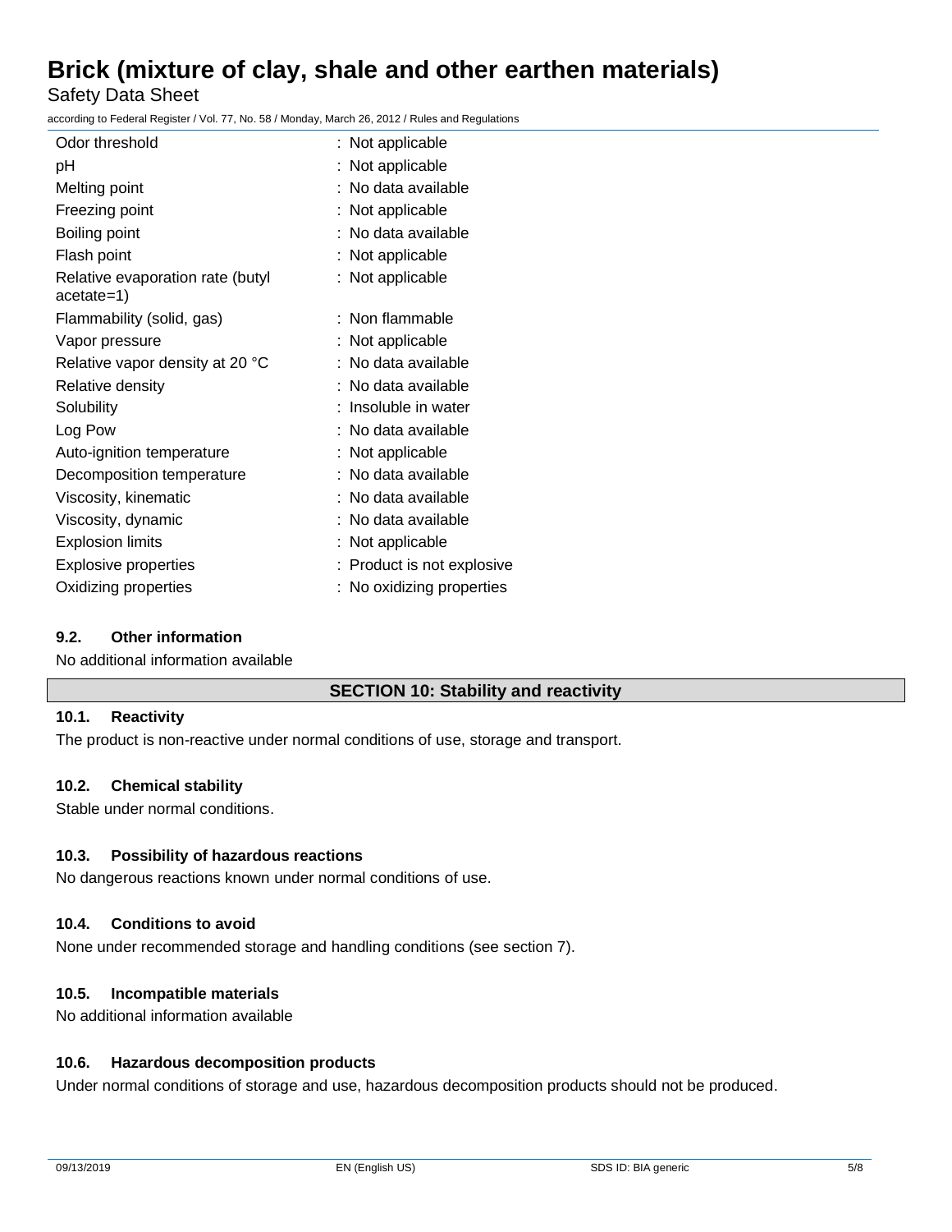| | |
|---|---|
| Odor threshold | : Not applicable |
| pH | : Not applicable |
| Melting point | : No data available |
| Freezing point | : Not applicable |
| Boiling point | : No data available |
| Flash point | : Not applicable |
| Relative evaporation rate (butyl acetate=1) | : Not applicable |
| Flammability (solid, gas) | : Non flammable |
| Vapor pressure | : Not applicable |
| Relative vapor density at 20 °C | : No data available |
| Relative density | : No data available |
| Solubility | : Insoluble in water |
| Log Pow | : No data available |
| Auto-ignition temperature | : Not applicable |
| Decomposition temperature | : No data available |
| Viscosity, kinematic | : No data available |
| Viscosity, dynamic | : No data available |
| Explosion limits | : Not applicable |
| Explosive properties | : Product is not explosive |
| Oxidizing properties | : No oxidizing properties |

### 9.2. Other information

No additional information available

## SECTION 10: Stability and reactivity

### 10.1. Reactivity

The product is non-reactive under normal conditions of use, storage and transport.

### 10.2. Chemical stability

Stable under normal conditions.

### 10.3. Possibility of hazardous reactions

No dangerous reactions known under normal conditions of use.

### 10.4. Conditions to avoid

None under recommended storage and handling conditions (see section 7).

### 10.5. Incompatible materials

No additional information available

### 10.6. Hazardous decomposition products

Under normal conditions of storage and use, hazardous decomposition products should not be produced.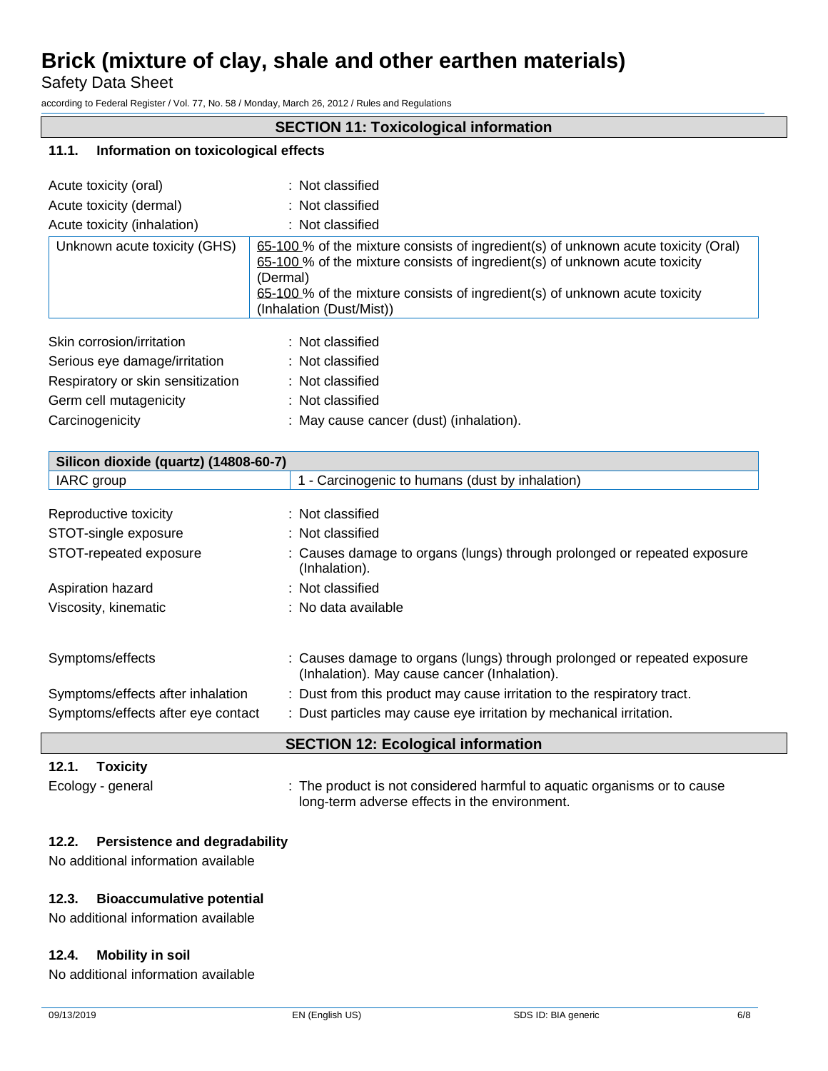## SECTION 11: Toxicological information

### 11.1. Information on toxicological effects

| | |
|---|---|
| Acute toxicity (oral) | : Not classified |
| Acute toxicity (dermal) | : Not classified |
| Acute toxicity (inhalation) | : Not classified |

| | |
|---|---|
| Unknown acute toxicity (GHS) | 65-100 % of the mixture consists of ingredient(s) of unknown acute toxicity (Oral)<br>65-100 % of the mixture consists of ingredient(s) of unknown acute toxicity (Dermal)<br>65-100 % of the mixture consists of ingredient(s) of unknown acute toxicity (Inhalation (Dust/Mist)) |

| | |
|---|---|
| Skin corrosion/irritation | : Not classified |
| Serious eye damage/irritation | : Not classified |
| Respiratory or skin sensitization | : Not classified |
| Germ cell mutagenicity | : Not classified |
| Carcinogenicity | : May cause cancer (dust) (inhalation). |

| Silicon dioxide (quartz) (14808-60-7) | |
|---|---|
| IARC group | 1 - Carcinogenic to humans (dust by inhalation) |

| | |
|---|---|
| Reproductive toxicity | : Not classified |
| STOT-single exposure | : Not classified |
| STOT-repeated exposure | : Causes damage to organs (lungs) through prolonged or repeated exposure (Inhalation). |
| Aspiration hazard | : Not classified |
| Viscosity, kinematic | : No data available |

| | |
|---|---|
| Symptoms/effects | : Causes damage to organs (lungs) through prolonged or repeated exposure (Inhalation). May cause cancer (Inhalation). |
| Symptoms/effects after inhalation | : Dust from this product may cause irritation to the respiratory tract. |
| Symptoms/effects after eye contact | : Dust particles may cause eye irritation by mechanical irritation. |

## SECTION 12: Ecological information

### 12.1. Toxicity

Ecology - general : The product is not considered harmful to aquatic organisms or to cause long-term adverse effects in the environment.

### 12.2. Persistence and degradability

No additional information available

### 12.3. Bioaccumulative potential

No additional information available

### 12.4. Mobility in soil

No additional information available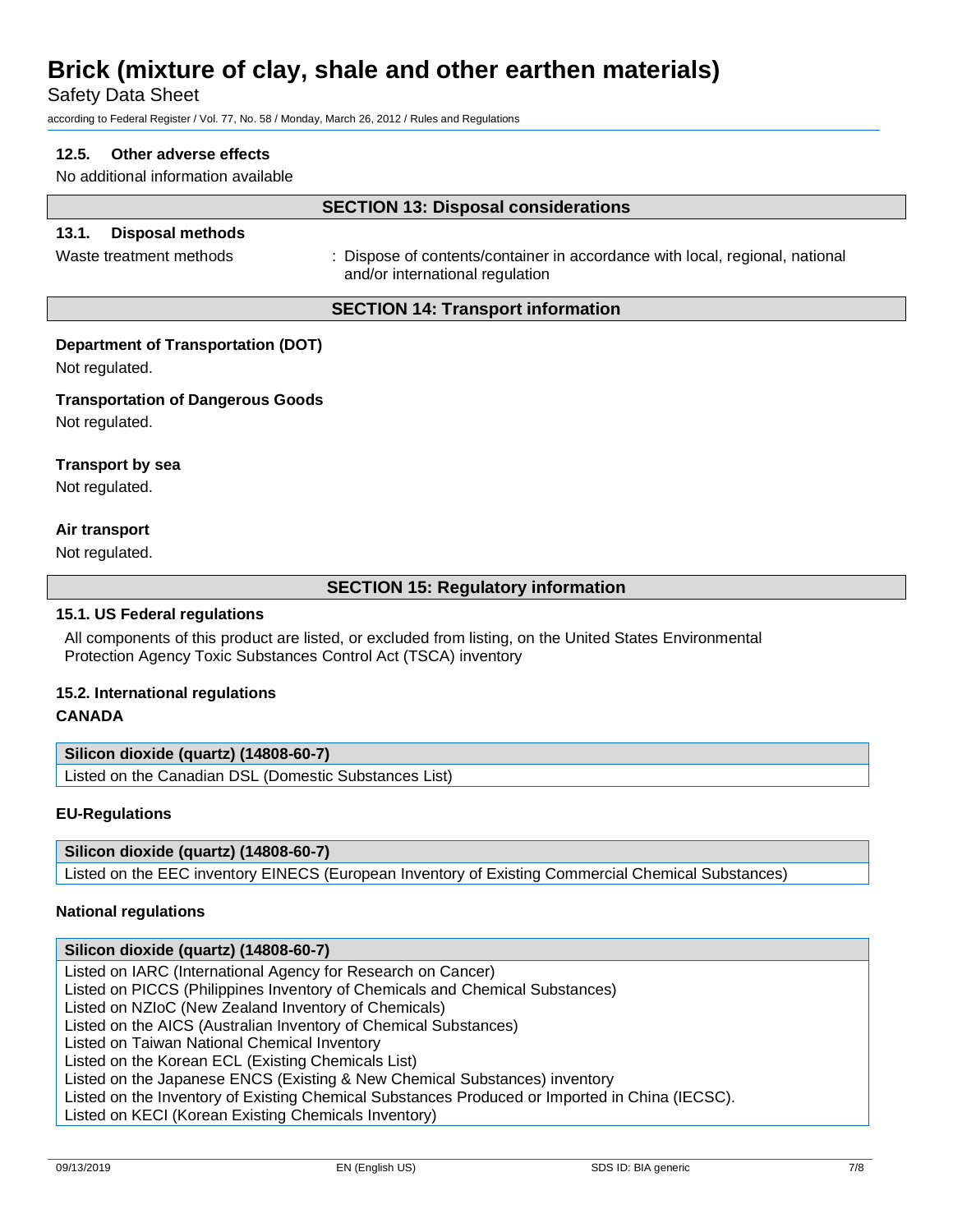### 12.5. Other adverse effects

No additional information available

## SECTION 13: Disposal considerations

### 13.1. Disposal methods

Waste treatment methods : Dispose of contents/container in accordance with local, regional, national and/or international regulation

## SECTION 14: Transport information

**Department of Transportation (DOT)**

Not regulated.

**Transportation of Dangerous Goods**

Not regulated.

**Transport by sea**

Not regulated.

**Air transport**

Not regulated.

## SECTION 15: Regulatory information

### 15.1. US Federal regulations

All components of this product are listed, or excluded from listing, on the United States Environmental Protection Agency Toxic Substances Control Act (TSCA) inventory

### 15.2. International regulations

**CANADA**

| Silicon dioxide (quartz) (14808-60-7) |
|---|
| Listed on the Canadian DSL (Domestic Substances List) |

**EU-Regulations**

| Silicon dioxide (quartz) (14808-60-7) |
|---|
| Listed on the EEC inventory EINECS (European Inventory of Existing Commercial Chemical Substances) |

**National regulations**

| Silicon dioxide (quartz) (14808-60-7) |
|---|
| Listed on IARC (International Agency for Research on Cancer)<br>Listed on PICCS (Philippines Inventory of Chemicals and Chemical Substances)<br>Listed on NZIoC (New Zealand Inventory of Chemicals)<br>Listed on the AICS (Australian Inventory of Chemical Substances)<br>Listed on Taiwan National Chemical Inventory<br>Listed on the Korean ECL (Existing Chemicals List)<br>Listed on the Japanese ENCS (Existing & New Chemical Substances) inventory<br>Listed on the Inventory of Existing Chemical Substances Produced or Imported in China (IECSC).<br>Listed on KECI (Korean Existing Chemicals Inventory) |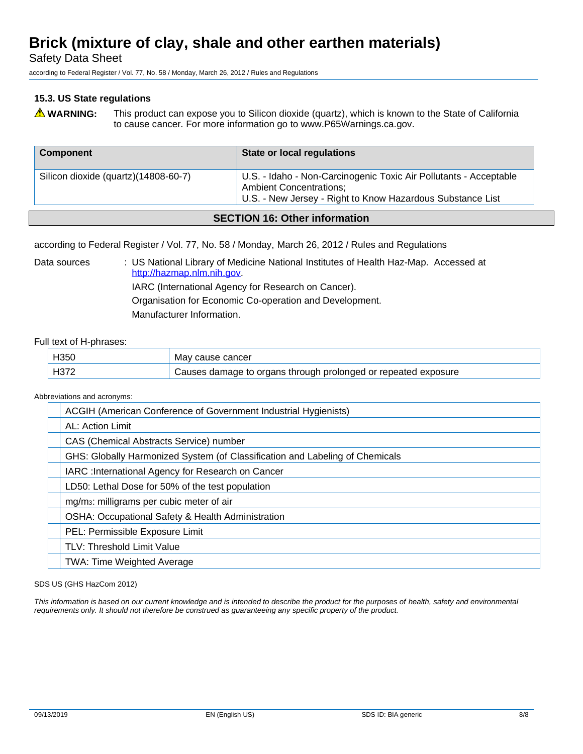### 15.3. US State regulations

⚠ **WARNING:** This product can expose you to Silicon dioxide (quartz), which is known to the State of California to cause cancer. For more information go to www.P65Warnings.ca.gov.

| Component | State or local regulations |
|---|---|
| Silicon dioxide (quartz)(14808-60-7) | U.S. - Idaho - Non-Carcinogenic Toxic Air Pollutants - Acceptable Ambient Concentrations; U.S. - New Jersey - Right to Know Hazardous Substance List |

## SECTION 16: Other information

according to Federal Register / Vol. 77, No. 58 / Monday, March 26, 2012 / Rules and Regulations

Data sources : US National Library of Medicine National Institutes of Health Haz-Map. Accessed at http://hazmap.nlm.nih.gov.
IARC (International Agency for Research on Cancer).
Organisation for Economic Co-operation and Development.
Manufacturer Information.

Full text of H-phrases:

| | |
|---|---|
| H350 | May cause cancer |
| H372 | Causes damage to organs through prolonged or repeated exposure |

Abbreviations and acronyms:

| | |
|---|---|
| | ACGIH (American Conference of Government Industrial Hygienists) |
| | AL: Action Limit |
| | CAS (Chemical Abstracts Service) number |
| | GHS: Globally Harmonized System (of Classification and Labeling of Chemicals |
| | IARC :International Agency for Research on Cancer |
| | LD50: Lethal Dose for 50% of the test population |
| | $mg/m^3$: milligrams per cubic meter of air |
| | OSHA: Occupational Safety & Health Administration |
| | PEL: Permissible Exposure Limit |
| | TLV: Threshold Limit Value |
| | TWA: Time Weighted Average |

SDS US (GHS HazCom 2012)

*This information is based on our current knowledge and is intended to describe the product for the purposes of health, safety and environmental requirements only. It should not therefore be construed as guaranteeing any specific property of the product.*